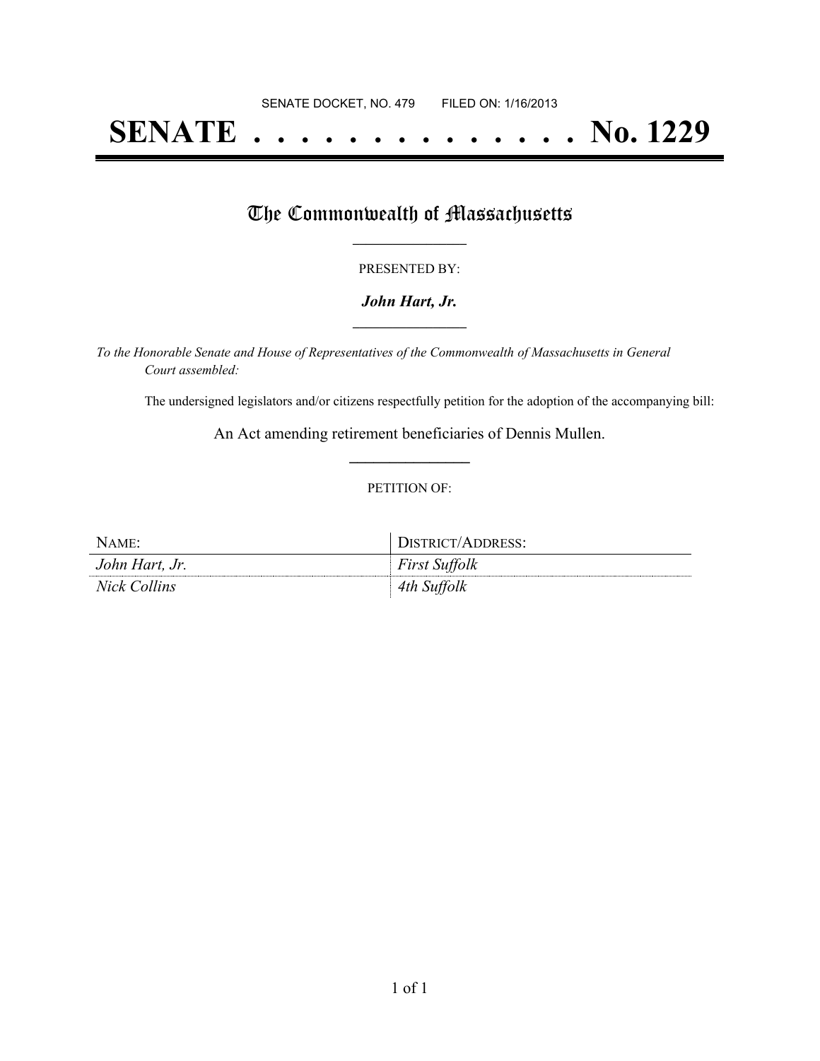SENATE DOCKET, NO. 479 FILED ON: 1/16/2013

# SENATE . . . . . . . . . . . . . . No. 1229

## The Commonwealth of Massachusetts

PRESENTED BY:

***John Hart, Jr.***

*To the Honorable Senate and House of Representatives of the Commonwealth of Massachusetts in General Court assembled:*

The undersigned legislators and/or citizens respectfully petition for the adoption of the accompanying bill:

An Act amending retirement beneficiaries of Dennis Mullen.

PETITION OF:

| NAME: | DISTRICT/ADDRESS: |
| --- | --- |
| *John Hart, Jr.* | *First Suffolk* |
| *Nick Collins* | *4th Suffolk* |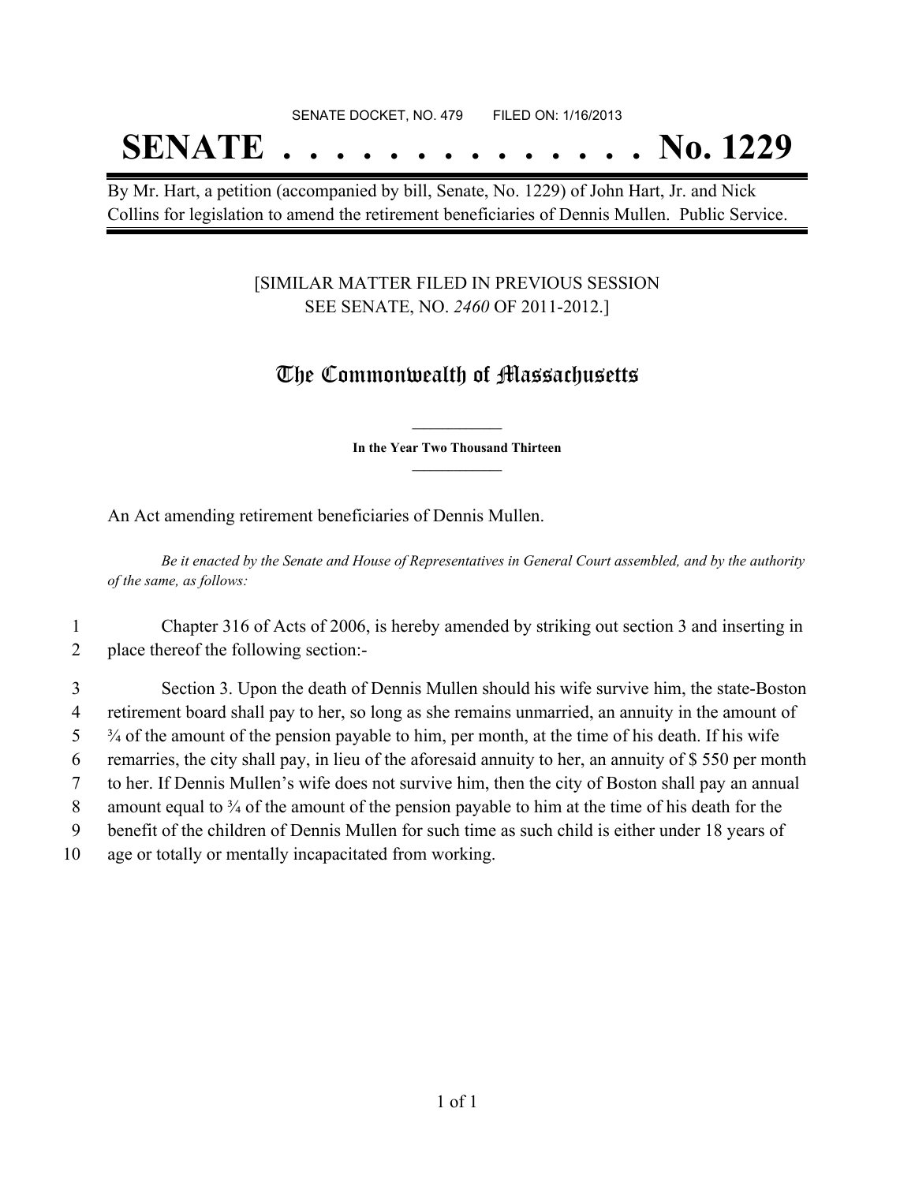SENATE DOCKET, NO. 479        FILED ON: 1/16/2013

# SENATE . . . . . . . . . . . . . . No. 1229

By Mr. Hart, a petition (accompanied by bill, Senate, No. 1229) of John Hart, Jr. and Nick Collins for legislation to amend the retirement beneficiaries of Dennis Mullen. Public Service.

[SIMILAR MATTER FILED IN PREVIOUS SESSION
SEE SENATE, NO. *2460* OF 2011-2012.]

## The Commonwealth of Massachusetts

**In the Year Two Thousand Thirteen**

An Act amending retirement beneficiaries of Dennis Mullen.

*Be it enacted by the Senate and House of Representatives in General Court assembled, and by the authority of the same, as follows:*

1 Chapter 316 of Acts of 2006, is hereby amended by striking out section 3 and inserting in
2 place thereof the following section:-

3 Section 3. Upon the death of Dennis Mullen should his wife survive him, the state-Boston
4 retirement board shall pay to her, so long as she remains unmarried, an annuity in the amount of
5 ¾ of the amount of the pension payable to him, per month, at the time of his death. If his wife
6 remarries, the city shall pay, in lieu of the aforesaid annuity to her, an annuity of $ 550 per month
7 to her. If Dennis Mullen's wife does not survive him, then the city of Boston shall pay an annual
8 amount equal to ¾ of the amount of the pension payable to him at the time of his death for the
9 benefit of the children of Dennis Mullen for such time as such child is either under 18 years of
10 age or totally or mentally incapacitated from working.